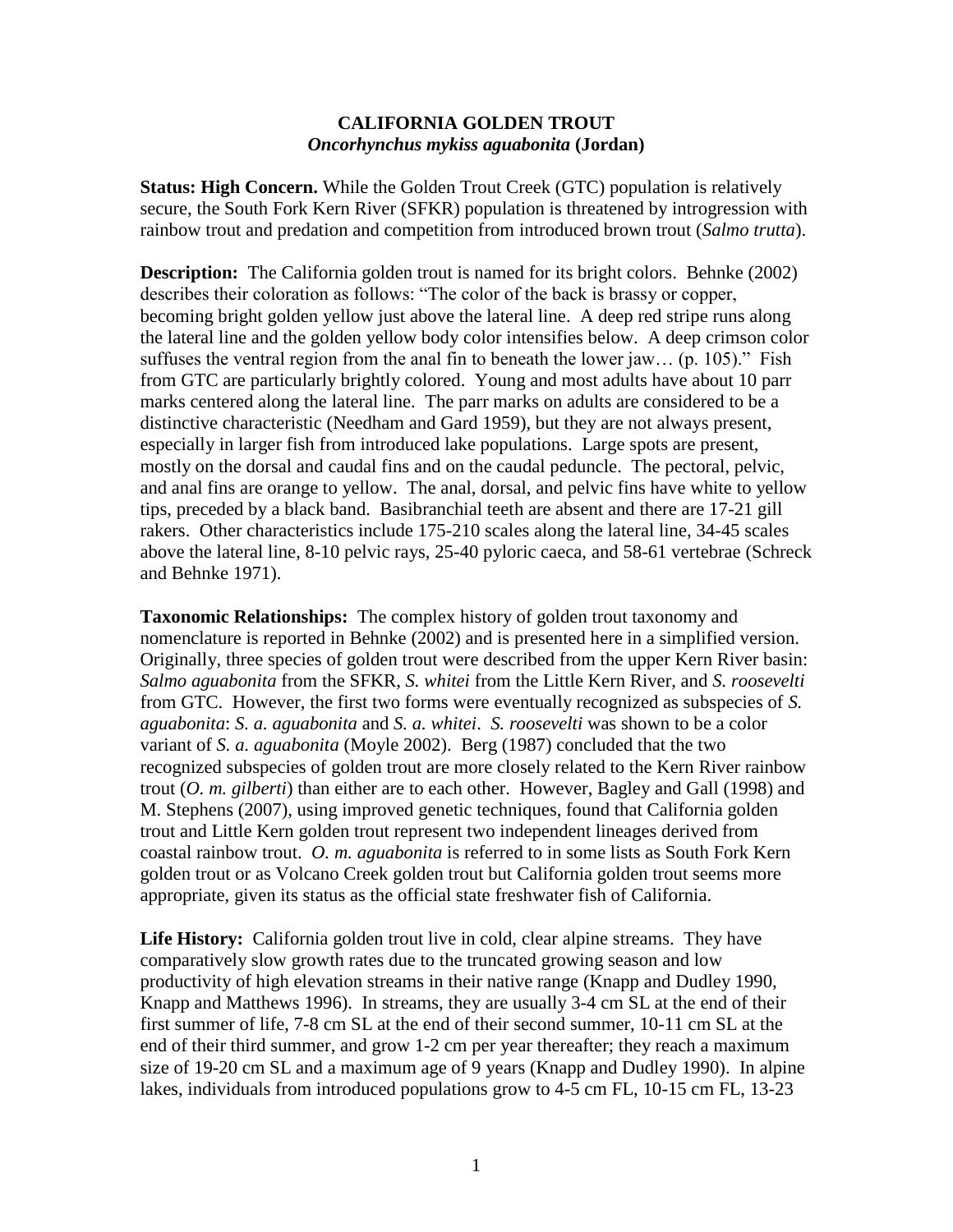# CALIFORNIA GOLDEN TROUT
## *Oncorhynchus mykiss aguabonita* (Jordan)

**Status: High Concern.** While the Golden Trout Creek (GTC) population is relatively secure, the South Fork Kern River (SFKR) population is threatened by introgression with rainbow trout and predation and competition from introduced brown trout (*Salmo trutta*).

**Description:** The California golden trout is named for its bright colors. Behnke (2002) describes their coloration as follows: "The color of the back is brassy or copper, becoming bright golden yellow just above the lateral line. A deep red stripe runs along the lateral line and the golden yellow body color intensifies below. A deep crimson color suffuses the ventral region from the anal fin to beneath the lower jaw… (p. 105)." Fish from GTC are particularly brightly colored. Young and most adults have about 10 parr marks centered along the lateral line. The parr marks on adults are considered to be a distinctive characteristic (Needham and Gard 1959), but they are not always present, especially in larger fish from introduced lake populations. Large spots are present, mostly on the dorsal and caudal fins and on the caudal peduncle. The pectoral, pelvic, and anal fins are orange to yellow. The anal, dorsal, and pelvic fins have white to yellow tips, preceded by a black band. Basibranchial teeth are absent and there are 17-21 gill rakers. Other characteristics include 175-210 scales along the lateral line, 34-45 scales above the lateral line, 8-10 pelvic rays, 25-40 pyloric caeca, and 58-61 vertebrae (Schreck and Behnke 1971).

**Taxonomic Relationships:** The complex history of golden trout taxonomy and nomenclature is reported in Behnke (2002) and is presented here in a simplified version. Originally, three species of golden trout were described from the upper Kern River basin: *Salmo aguabonita* from the SFKR, *S. whitei* from the Little Kern River, and *S. roosevelti* from GTC. However, the first two forms were eventually recognized as subspecies of *S. aguabonita*: *S. a. aguabonita* and *S. a. whitei*. *S. roosevelti* was shown to be a color variant of *S. a. aguabonita* (Moyle 2002). Berg (1987) concluded that the two recognized subspecies of golden trout are more closely related to the Kern River rainbow trout (*O. m. gilberti*) than either are to each other. However, Bagley and Gall (1998) and M. Stephens (2007), using improved genetic techniques, found that California golden trout and Little Kern golden trout represent two independent lineages derived from coastal rainbow trout. *O. m. aguabonita* is referred to in some lists as South Fork Kern golden trout or as Volcano Creek golden trout but California golden trout seems more appropriate, given its status as the official state freshwater fish of California.

**Life History:** California golden trout live in cold, clear alpine streams. They have comparatively slow growth rates due to the truncated growing season and low productivity of high elevation streams in their native range (Knapp and Dudley 1990, Knapp and Matthews 1996). In streams, they are usually 3-4 cm SL at the end of their first summer of life, 7-8 cm SL at the end of their second summer, 10-11 cm SL at the end of their third summer, and grow 1-2 cm per year thereafter; they reach a maximum size of 19-20 cm SL and a maximum age of 9 years (Knapp and Dudley 1990). In alpine lakes, individuals from introduced populations grow to 4-5 cm FL, 10-15 cm FL, 13-23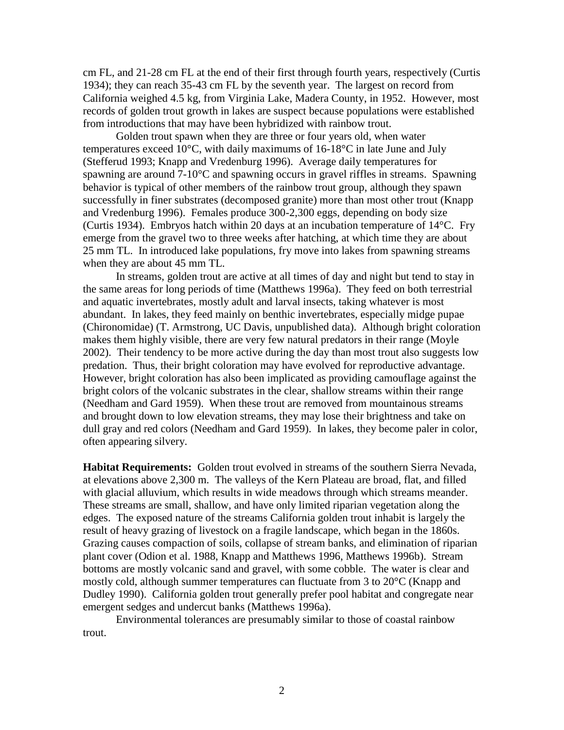cm FL, and 21-28 cm FL at the end of their first through fourth years, respectively (Curtis 1934); they can reach 35-43 cm FL by the seventh year. The largest on record from California weighed 4.5 kg, from Virginia Lake, Madera County, in 1952. However, most records of golden trout growth in lakes are suspect because populations were established from introductions that may have been hybridized with rainbow trout.

Golden trout spawn when they are three or four years old, when water temperatures exceed 10°C, with daily maximums of 16-18°C in late June and July (Stefferud 1993; Knapp and Vredenburg 1996). Average daily temperatures for spawning are around 7-10°C and spawning occurs in gravel riffles in streams. Spawning behavior is typical of other members of the rainbow trout group, although they spawn successfully in finer substrates (decomposed granite) more than most other trout (Knapp and Vredenburg 1996). Females produce 300-2,300 eggs, depending on body size (Curtis 1934). Embryos hatch within 20 days at an incubation temperature of 14°C. Fry emerge from the gravel two to three weeks after hatching, at which time they are about 25 mm TL. In introduced lake populations, fry move into lakes from spawning streams when they are about 45 mm TL.

In streams, golden trout are active at all times of day and night but tend to stay in the same areas for long periods of time (Matthews 1996a). They feed on both terrestrial and aquatic invertebrates, mostly adult and larval insects, taking whatever is most abundant. In lakes, they feed mainly on benthic invertebrates, especially midge pupae (Chironomidae) (T. Armstrong, UC Davis, unpublished data). Although bright coloration makes them highly visible, there are very few natural predators in their range (Moyle 2002). Their tendency to be more active during the day than most trout also suggests low predation. Thus, their bright coloration may have evolved for reproductive advantage. However, bright coloration has also been implicated as providing camouflage against the bright colors of the volcanic substrates in the clear, shallow streams within their range (Needham and Gard 1959). When these trout are removed from mountainous streams and brought down to low elevation streams, they may lose their brightness and take on dull gray and red colors (Needham and Gard 1959). In lakes, they become paler in color, often appearing silvery.

**Habitat Requirements:** Golden trout evolved in streams of the southern Sierra Nevada, at elevations above 2,300 m. The valleys of the Kern Plateau are broad, flat, and filled with glacial alluvium, which results in wide meadows through which streams meander. These streams are small, shallow, and have only limited riparian vegetation along the edges. The exposed nature of the streams California golden trout inhabit is largely the result of heavy grazing of livestock on a fragile landscape, which began in the 1860s. Grazing causes compaction of soils, collapse of stream banks, and elimination of riparian plant cover (Odion et al. 1988, Knapp and Matthews 1996, Matthews 1996b). Stream bottoms are mostly volcanic sand and gravel, with some cobble. The water is clear and mostly cold, although summer temperatures can fluctuate from 3 to 20°C (Knapp and Dudley 1990). California golden trout generally prefer pool habitat and congregate near emergent sedges and undercut banks (Matthews 1996a).

Environmental tolerances are presumably similar to those of coastal rainbow trout.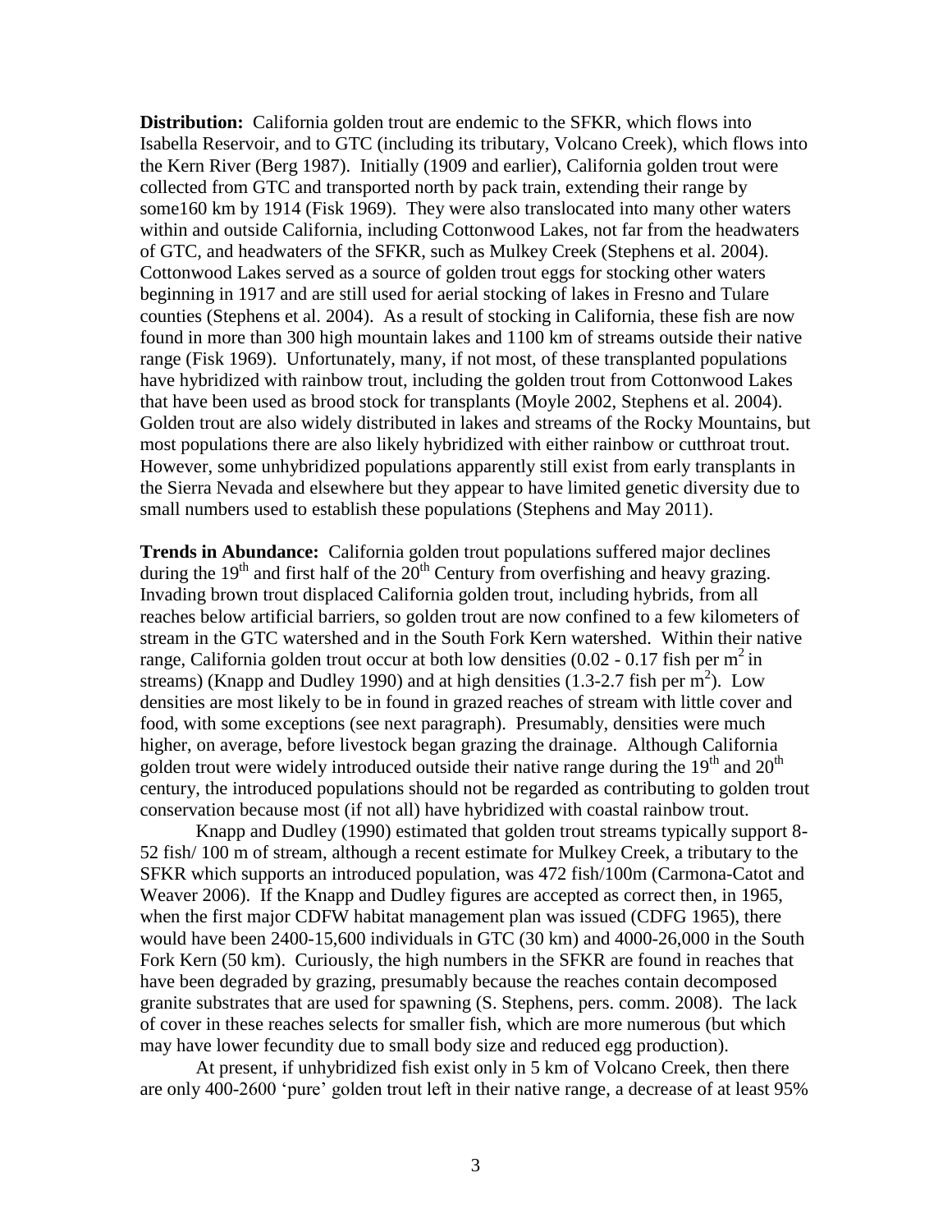**Distribution:** California golden trout are endemic to the SFKR, which flows into Isabella Reservoir, and to GTC (including its tributary, Volcano Creek), which flows into the Kern River (Berg 1987). Initially (1909 and earlier), California golden trout were collected from GTC and transported north by pack train, extending their range by some160 km by 1914 (Fisk 1969). They were also translocated into many other waters within and outside California, including Cottonwood Lakes, not far from the headwaters of GTC, and headwaters of the SFKR, such as Mulkey Creek (Stephens et al. 2004). Cottonwood Lakes served as a source of golden trout eggs for stocking other waters beginning in 1917 and are still used for aerial stocking of lakes in Fresno and Tulare counties (Stephens et al. 2004). As a result of stocking in California, these fish are now found in more than 300 high mountain lakes and 1100 km of streams outside their native range (Fisk 1969). Unfortunately, many, if not most, of these transplanted populations have hybridized with rainbow trout, including the golden trout from Cottonwood Lakes that have been used as brood stock for transplants (Moyle 2002, Stephens et al. 2004). Golden trout are also widely distributed in lakes and streams of the Rocky Mountains, but most populations there are also likely hybridized with either rainbow or cutthroat trout. However, some unhybridized populations apparently still exist from early transplants in the Sierra Nevada and elsewhere but they appear to have limited genetic diversity due to small numbers used to establish these populations (Stephens and May 2011).

**Trends in Abundance:** California golden trout populations suffered major declines during the 19th and first half of the 20th Century from overfishing and heavy grazing. Invading brown trout displaced California golden trout, including hybrids, from all reaches below artificial barriers, so golden trout are now confined to a few kilometers of stream in the GTC watershed and in the South Fork Kern watershed. Within their native range, California golden trout occur at both low densities (0.02 - 0.17 fish per $m^2$ in streams) (Knapp and Dudley 1990) and at high densities (1.3-2.7 fish per $m^2$). Low densities are most likely to be in found in grazed reaches of stream with little cover and food, with some exceptions (see next paragraph). Presumably, densities were much higher, on average, before livestock began grazing the drainage. Although California golden trout were widely introduced outside their native range during the 19th and 20th century, the introduced populations should not be regarded as contributing to golden trout conservation because most (if not all) have hybridized with coastal rainbow trout.

Knapp and Dudley (1990) estimated that golden trout streams typically support 8-52 fish/ 100 m of stream, although a recent estimate for Mulkey Creek, a tributary to the SFKR which supports an introduced population, was 472 fish/100m (Carmona-Catot and Weaver 2006). If the Knapp and Dudley figures are accepted as correct then, in 1965, when the first major CDFW habitat management plan was issued (CDFG 1965), there would have been 2400-15,600 individuals in GTC (30 km) and 4000-26,000 in the South Fork Kern (50 km). Curiously, the high numbers in the SFKR are found in reaches that have been degraded by grazing, presumably because the reaches contain decomposed granite substrates that are used for spawning (S. Stephens, pers. comm. 2008). The lack of cover in these reaches selects for smaller fish, which are more numerous (but which may have lower fecundity due to small body size and reduced egg production).

At present, if unhybridized fish exist only in 5 km of Volcano Creek, then there are only 400-2600 'pure' golden trout left in their native range, a decrease of at least 95%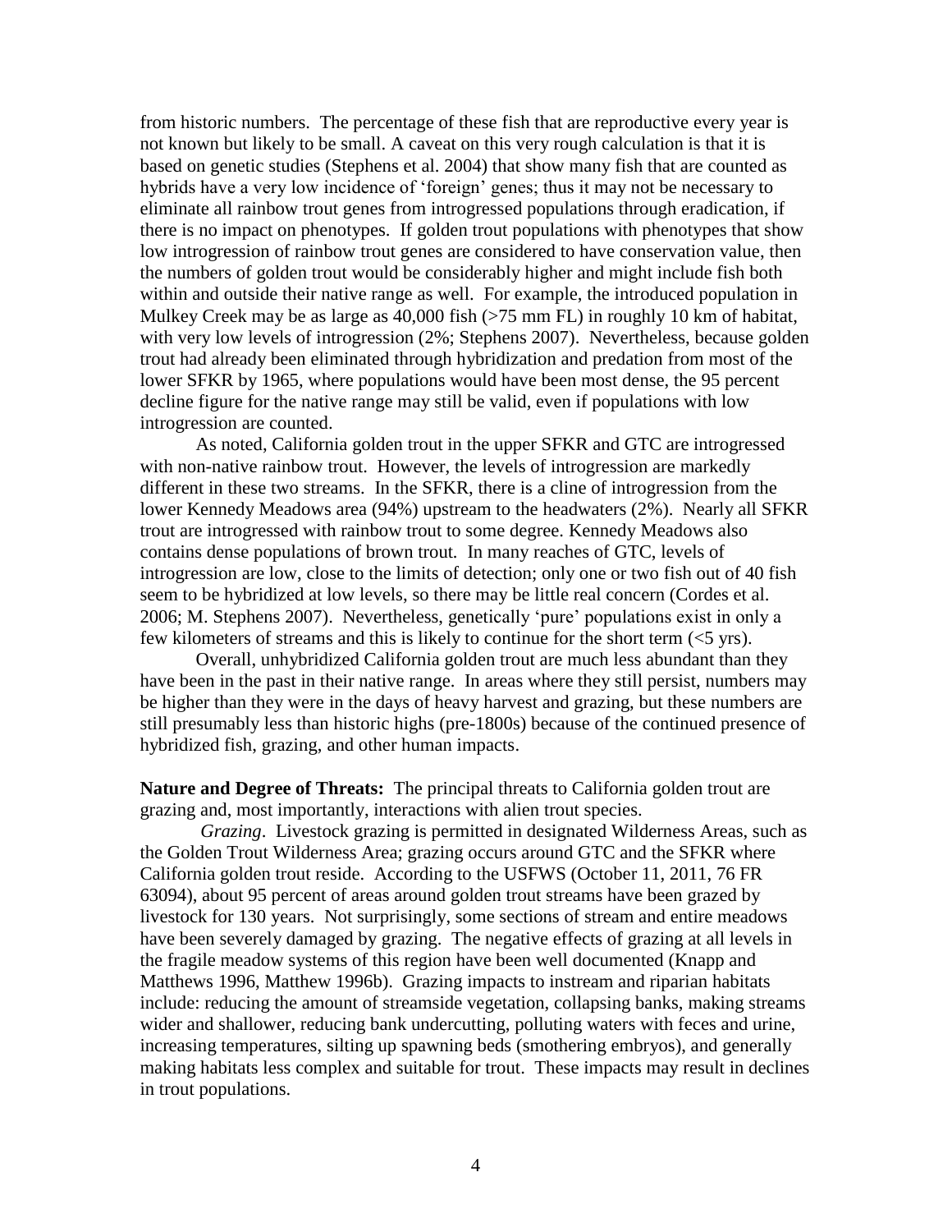from historic numbers. The percentage of these fish that are reproductive every year is not known but likely to be small. A caveat on this very rough calculation is that it is based on genetic studies (Stephens et al. 2004) that show many fish that are counted as hybrids have a very low incidence of 'foreign' genes; thus it may not be necessary to eliminate all rainbow trout genes from introgressed populations through eradication, if there is no impact on phenotypes. If golden trout populations with phenotypes that show low introgression of rainbow trout genes are considered to have conservation value, then the numbers of golden trout would be considerably higher and might include fish both within and outside their native range as well. For example, the introduced population in Mulkey Creek may be as large as 40,000 fish (>75 mm FL) in roughly 10 km of habitat, with very low levels of introgression (2%; Stephens 2007). Nevertheless, because golden trout had already been eliminated through hybridization and predation from most of the lower SFKR by 1965, where populations would have been most dense, the 95 percent decline figure for the native range may still be valid, even if populations with low introgression are counted.

As noted, California golden trout in the upper SFKR and GTC are introgressed with non-native rainbow trout. However, the levels of introgression are markedly different in these two streams. In the SFKR, there is a cline of introgression from the lower Kennedy Meadows area (94%) upstream to the headwaters (2%). Nearly all SFKR trout are introgressed with rainbow trout to some degree. Kennedy Meadows also contains dense populations of brown trout. In many reaches of GTC, levels of introgression are low, close to the limits of detection; only one or two fish out of 40 fish seem to be hybridized at low levels, so there may be little real concern (Cordes et al. 2006; M. Stephens 2007). Nevertheless, genetically 'pure' populations exist in only a few kilometers of streams and this is likely to continue for the short term (<5 yrs).

Overall, unhybridized California golden trout are much less abundant than they have been in the past in their native range. In areas where they still persist, numbers may be higher than they were in the days of heavy harvest and grazing, but these numbers are still presumably less than historic highs (pre-1800s) because of the continued presence of hybridized fish, grazing, and other human impacts.

**Nature and Degree of Threats:** The principal threats to California golden trout are grazing and, most importantly, interactions with alien trout species.

*Grazing*. Livestock grazing is permitted in designated Wilderness Areas, such as the Golden Trout Wilderness Area; grazing occurs around GTC and the SFKR where California golden trout reside. According to the USFWS (October 11, 2011, 76 FR 63094), about 95 percent of areas around golden trout streams have been grazed by livestock for 130 years. Not surprisingly, some sections of stream and entire meadows have been severely damaged by grazing. The negative effects of grazing at all levels in the fragile meadow systems of this region have been well documented (Knapp and Matthews 1996, Matthew 1996b). Grazing impacts to instream and riparian habitats include: reducing the amount of streamside vegetation, collapsing banks, making streams wider and shallower, reducing bank undercutting, polluting waters with feces and urine, increasing temperatures, silting up spawning beds (smothering embryos), and generally making habitats less complex and suitable for trout. These impacts may result in declines in trout populations.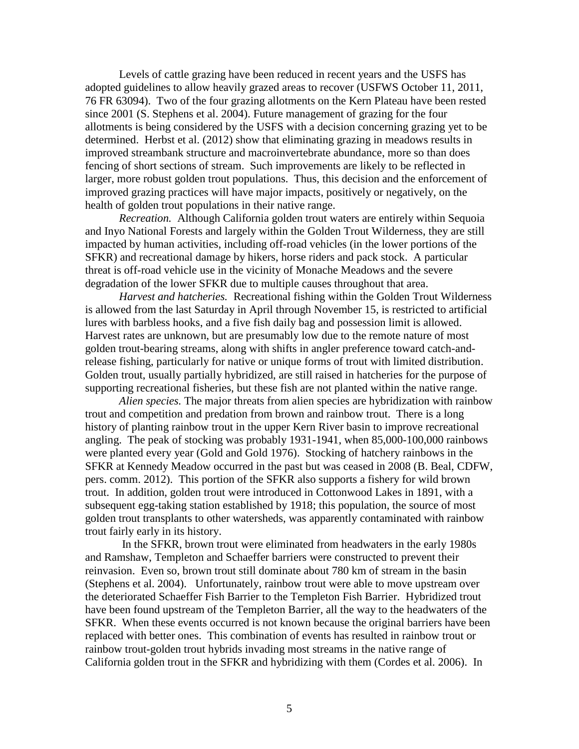Levels of cattle grazing have been reduced in recent years and the USFS has adopted guidelines to allow heavily grazed areas to recover (USFWS October 11, 2011, 76 FR 63094). Two of the four grazing allotments on the Kern Plateau have been rested since 2001 (S. Stephens et al. 2004). Future management of grazing for the four allotments is being considered by the USFS with a decision concerning grazing yet to be determined. Herbst et al. (2012) show that eliminating grazing in meadows results in improved streambank structure and macroinvertebrate abundance, more so than does fencing of short sections of stream. Such improvements are likely to be reflected in larger, more robust golden trout populations. Thus, this decision and the enforcement of improved grazing practices will have major impacts, positively or negatively, on the health of golden trout populations in their native range.

*Recreation.* Although California golden trout waters are entirely within Sequoia and Inyo National Forests and largely within the Golden Trout Wilderness, they are still impacted by human activities, including off-road vehicles (in the lower portions of the SFKR) and recreational damage by hikers, horse riders and pack stock. A particular threat is off-road vehicle use in the vicinity of Monache Meadows and the severe degradation of the lower SFKR due to multiple causes throughout that area.

*Harvest and hatcheries.* Recreational fishing within the Golden Trout Wilderness is allowed from the last Saturday in April through November 15, is restricted to artificial lures with barbless hooks, and a five fish daily bag and possession limit is allowed. Harvest rates are unknown, but are presumably low due to the remote nature of most golden trout-bearing streams, along with shifts in angler preference toward catch-and-release fishing, particularly for native or unique forms of trout with limited distribution. Golden trout, usually partially hybridized, are still raised in hatcheries for the purpose of supporting recreational fisheries, but these fish are not planted within the native range.

*Alien species.* The major threats from alien species are hybridization with rainbow trout and competition and predation from brown and rainbow trout. There is a long history of planting rainbow trout in the upper Kern River basin to improve recreational angling. The peak of stocking was probably 1931-1941, when 85,000-100,000 rainbows were planted every year (Gold and Gold 1976). Stocking of hatchery rainbows in the SFKR at Kennedy Meadow occurred in the past but was ceased in 2008 (B. Beal, CDFW, pers. comm. 2012). This portion of the SFKR also supports a fishery for wild brown trout. In addition, golden trout were introduced in Cottonwood Lakes in 1891, with a subsequent egg-taking station established by 1918; this population, the source of most golden trout transplants to other watersheds, was apparently contaminated with rainbow trout fairly early in its history.

In the SFKR, brown trout were eliminated from headwaters in the early 1980s and Ramshaw, Templeton and Schaeffer barriers were constructed to prevent their reinvasion. Even so, brown trout still dominate about 780 km of stream in the basin (Stephens et al. 2004). Unfortunately, rainbow trout were able to move upstream over the deteriorated Schaeffer Fish Barrier to the Templeton Fish Barrier. Hybridized trout have been found upstream of the Templeton Barrier, all the way to the headwaters of the SFKR. When these events occurred is not known because the original barriers have been replaced with better ones. This combination of events has resulted in rainbow trout or rainbow trout-golden trout hybrids invading most streams in the native range of California golden trout in the SFKR and hybridizing with them (Cordes et al. 2006). In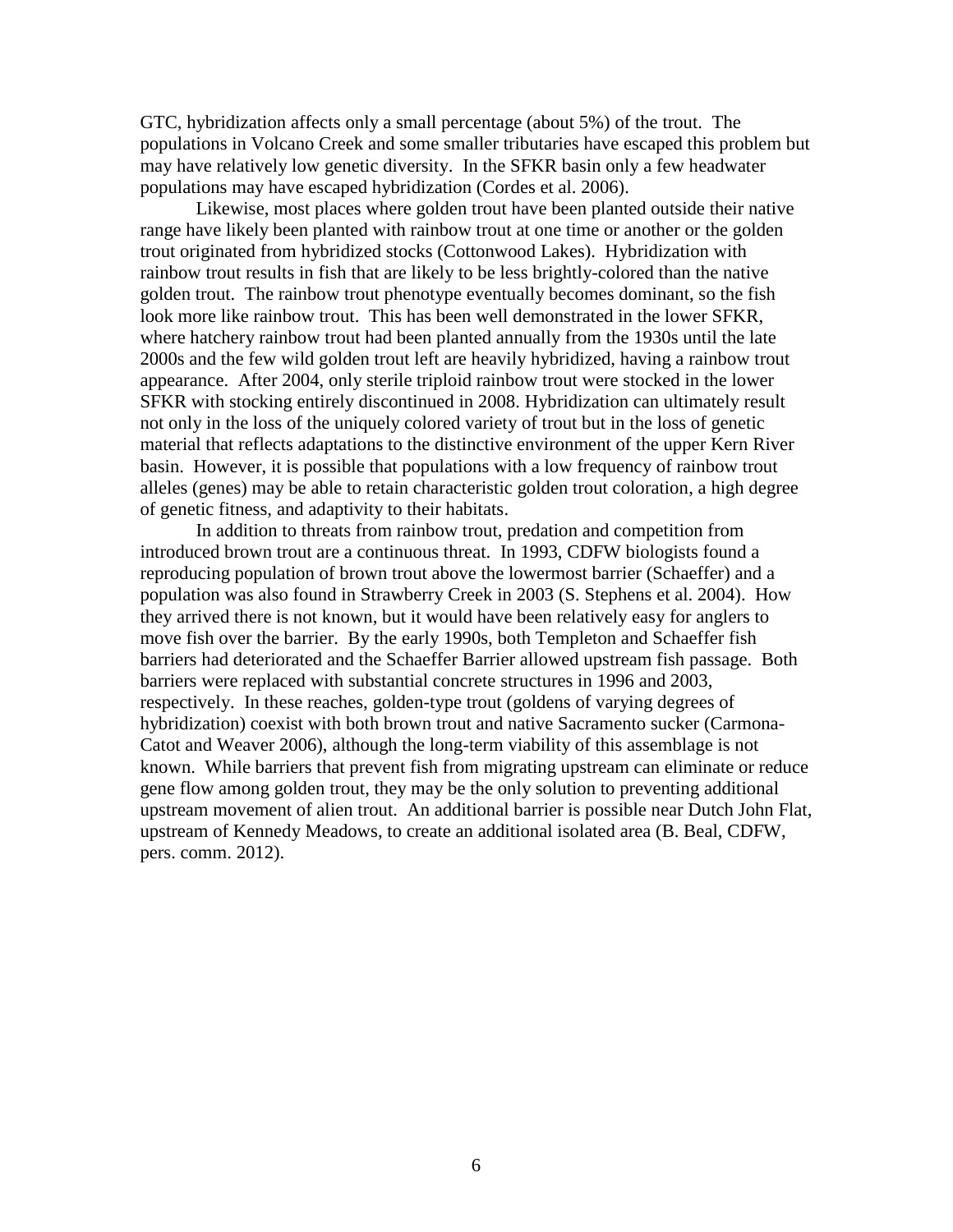GTC, hybridization affects only a small percentage (about 5%) of the trout. The populations in Volcano Creek and some smaller tributaries have escaped this problem but may have relatively low genetic diversity. In the SFKR basin only a few headwater populations may have escaped hybridization (Cordes et al. 2006).

Likewise, most places where golden trout have been planted outside their native range have likely been planted with rainbow trout at one time or another or the golden trout originated from hybridized stocks (Cottonwood Lakes). Hybridization with rainbow trout results in fish that are likely to be less brightly-colored than the native golden trout. The rainbow trout phenotype eventually becomes dominant, so the fish look more like rainbow trout. This has been well demonstrated in the lower SFKR, where hatchery rainbow trout had been planted annually from the 1930s until the late 2000s and the few wild golden trout left are heavily hybridized, having a rainbow trout appearance. After 2004, only sterile triploid rainbow trout were stocked in the lower SFKR with stocking entirely discontinued in 2008. Hybridization can ultimately result not only in the loss of the uniquely colored variety of trout but in the loss of genetic material that reflects adaptations to the distinctive environment of the upper Kern River basin. However, it is possible that populations with a low frequency of rainbow trout alleles (genes) may be able to retain characteristic golden trout coloration, a high degree of genetic fitness, and adaptivity to their habitats.

In addition to threats from rainbow trout, predation and competition from introduced brown trout are a continuous threat. In 1993, CDFW biologists found a reproducing population of brown trout above the lowermost barrier (Schaeffer) and a population was also found in Strawberry Creek in 2003 (S. Stephens et al. 2004). How they arrived there is not known, but it would have been relatively easy for anglers to move fish over the barrier. By the early 1990s, both Templeton and Schaeffer fish barriers had deteriorated and the Schaeffer Barrier allowed upstream fish passage. Both barriers were replaced with substantial concrete structures in 1996 and 2003, respectively. In these reaches, golden-type trout (goldens of varying degrees of hybridization) coexist with both brown trout and native Sacramento sucker (Carmona-Catot and Weaver 2006), although the long-term viability of this assemblage is not known. While barriers that prevent fish from migrating upstream can eliminate or reduce gene flow among golden trout, they may be the only solution to preventing additional upstream movement of alien trout. An additional barrier is possible near Dutch John Flat, upstream of Kennedy Meadows, to create an additional isolated area (B. Beal, CDFW, pers. comm. 2012).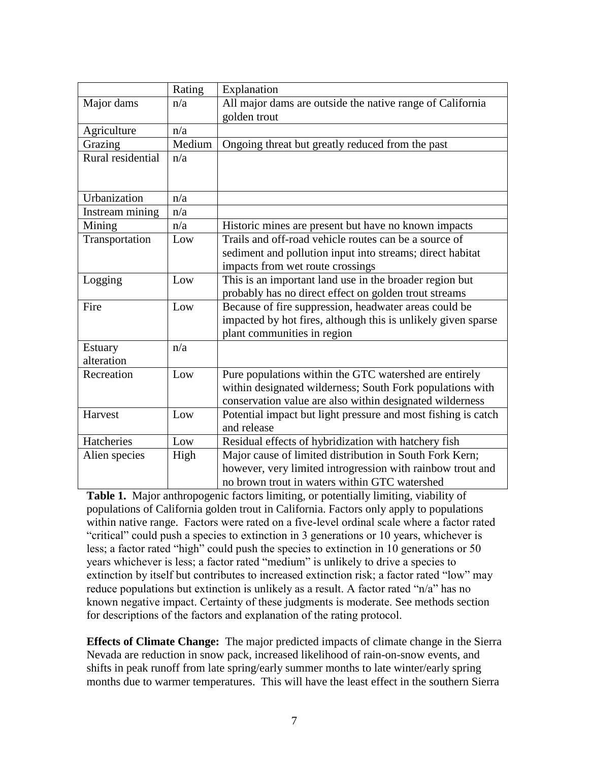| | Rating | Explanation |
|---|---|---|
| Major dams | n/a | All major dams are outside the native range of California golden trout |
| Agriculture | n/a | |
| Grazing | Medium | Ongoing threat but greatly reduced from the past |
| Rural residential | n/a | |
| Urbanization | n/a | |
| Instream mining | n/a | |
| Mining | n/a | Historic mines are present but have no known impacts |
| Transportation | Low | Trails and off-road vehicle routes can be a source of sediment and pollution input into streams; direct habitat impacts from wet route crossings |
| Logging | Low | This is an important land use in the broader region but probably has no direct effect on golden trout streams |
| Fire | Low | Because of fire suppression, headwater areas could be impacted by hot fires, although this is unlikely given sparse plant communities in region |
| Estuary alteration | n/a | |
| Recreation | Low | Pure populations within the GTC watershed are entirely within designated wilderness; South Fork populations with conservation value are also within designated wilderness |
| Harvest | Low | Potential impact but light pressure and most fishing is catch and release |
| Hatcheries | Low | Residual effects of hybridization with hatchery fish |
| Alien species | High | Major cause of limited distribution in South Fork Kern; however, very limited introgression with rainbow trout and no brown trout in waters within GTC watershed |

**Table 1.** Major anthropogenic factors limiting, or potentially limiting, viability of populations of California golden trout in California. Factors only apply to populations within native range. Factors were rated on a five-level ordinal scale where a factor rated "critical" could push a species to extinction in 3 generations or 10 years, whichever is less; a factor rated "high" could push the species to extinction in 10 generations or 50 years whichever is less; a factor rated "medium" is unlikely to drive a species to extinction by itself but contributes to increased extinction risk; a factor rated "low" may reduce populations but extinction is unlikely as a result. A factor rated "n/a" has no known negative impact. Certainty of these judgments is moderate. See methods section for descriptions of the factors and explanation of the rating protocol.

**Effects of Climate Change:** The major predicted impacts of climate change in the Sierra Nevada are reduction in snow pack, increased likelihood of rain-on-snow events, and shifts in peak runoff from late spring/early summer months to late winter/early spring months due to warmer temperatures. This will have the least effect in the southern Sierra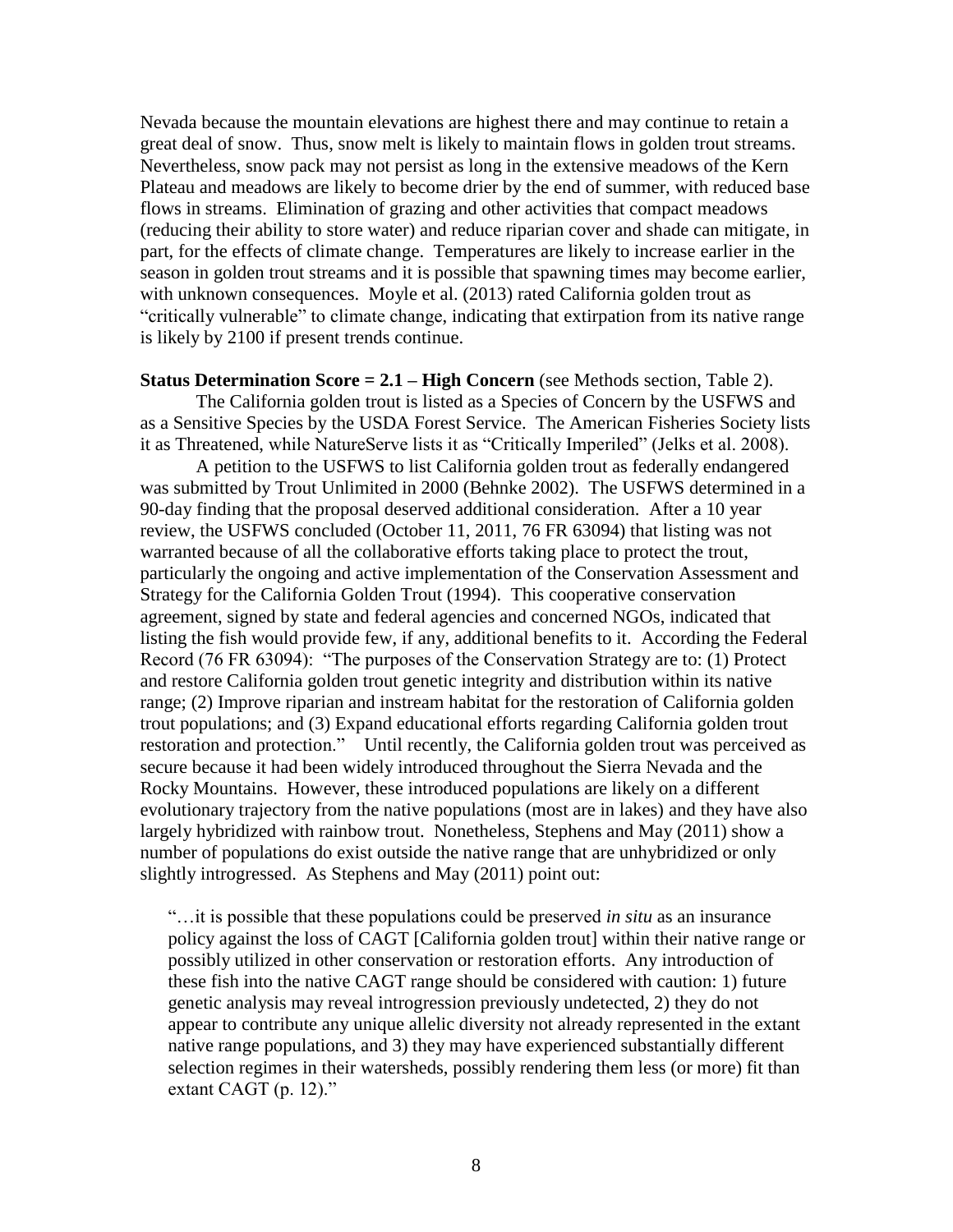Nevada because the mountain elevations are highest there and may continue to retain a great deal of snow. Thus, snow melt is likely to maintain flows in golden trout streams. Nevertheless, snow pack may not persist as long in the extensive meadows of the Kern Plateau and meadows are likely to become drier by the end of summer, with reduced base flows in streams. Elimination of grazing and other activities that compact meadows (reducing their ability to store water) and reduce riparian cover and shade can mitigate, in part, for the effects of climate change. Temperatures are likely to increase earlier in the season in golden trout streams and it is possible that spawning times may become earlier, with unknown consequences. Moyle et al. (2013) rated California golden trout as "critically vulnerable" to climate change, indicating that extirpation from its native range is likely by 2100 if present trends continue.

**Status Determination Score = 2.1 – High Concern** (see Methods section, Table 2).

The California golden trout is listed as a Species of Concern by the USFWS and as a Sensitive Species by the USDA Forest Service. The American Fisheries Society lists it as Threatened, while NatureServe lists it as "Critically Imperiled" (Jelks et al. 2008).

A petition to the USFWS to list California golden trout as federally endangered was submitted by Trout Unlimited in 2000 (Behnke 2002). The USFWS determined in a 90-day finding that the proposal deserved additional consideration. After a 10 year review, the USFWS concluded (October 11, 2011, 76 FR 63094) that listing was not warranted because of all the collaborative efforts taking place to protect the trout, particularly the ongoing and active implementation of the Conservation Assessment and Strategy for the California Golden Trout (1994). This cooperative conservation agreement, signed by state and federal agencies and concerned NGOs, indicated that listing the fish would provide few, if any, additional benefits to it. According the Federal Record (76 FR 63094): "The purposes of the Conservation Strategy are to: (1) Protect and restore California golden trout genetic integrity and distribution within its native range; (2) Improve riparian and instream habitat for the restoration of California golden trout populations; and (3) Expand educational efforts regarding California golden trout restoration and protection." Until recently, the California golden trout was perceived as secure because it had been widely introduced throughout the Sierra Nevada and the Rocky Mountains. However, these introduced populations are likely on a different evolutionary trajectory from the native populations (most are in lakes) and they have also largely hybridized with rainbow trout. Nonetheless, Stephens and May (2011) show a number of populations do exist outside the native range that are unhybridized or only slightly introgressed. As Stephens and May (2011) point out:

> "…it is possible that these populations could be preserved *in situ* as an insurance policy against the loss of CAGT [California golden trout] within their native range or possibly utilized in other conservation or restoration efforts. Any introduction of these fish into the native CAGT range should be considered with caution: 1) future genetic analysis may reveal introgression previously undetected, 2) they do not appear to contribute any unique allelic diversity not already represented in the extant native range populations, and 3) they may have experienced substantially different selection regimes in their watersheds, possibly rendering them less (or more) fit than extant CAGT (p. 12)."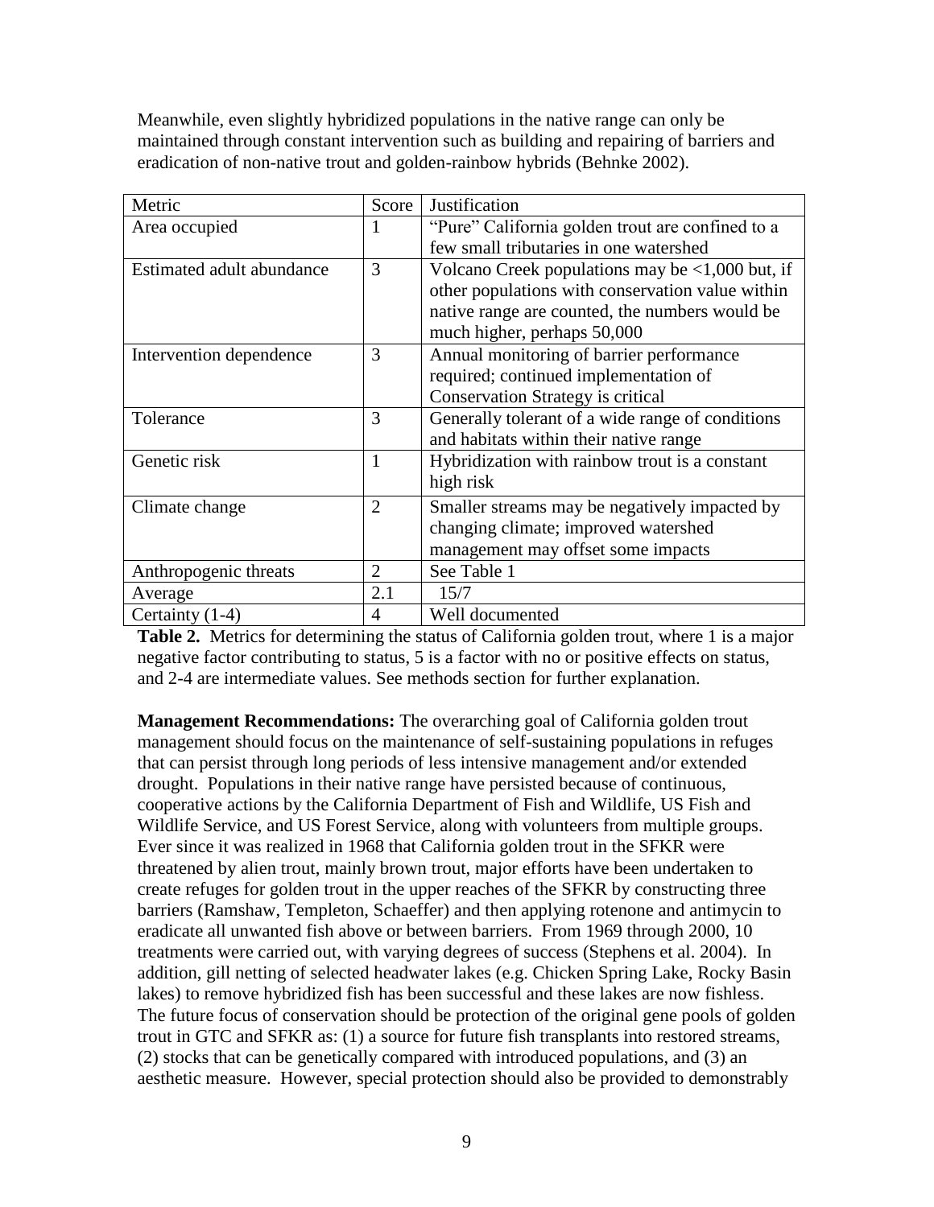Meanwhile, even slightly hybridized populations in the native range can only be maintained through constant intervention such as building and repairing of barriers and eradication of non-native trout and golden-rainbow hybrids (Behnke 2002).

| Metric | Score | Justification |
|---|---|---|
| Area occupied | 1 | "Pure" California golden trout are confined to a few small tributaries in one watershed |
| Estimated adult abundance | 3 | Volcano Creek populations may be <1,000 but, if other populations with conservation value within native range are counted, the numbers would be much higher, perhaps 50,000 |
| Intervention dependence | 3 | Annual monitoring of barrier performance required; continued implementation of Conservation Strategy is critical |
| Tolerance | 3 | Generally tolerant of a wide range of conditions and habitats within their native range |
| Genetic risk | 1 | Hybridization with rainbow trout is a constant high risk |
| Climate change | 2 | Smaller streams may be negatively impacted by changing climate; improved watershed management may offset some impacts |
| Anthropogenic threats | 2 | See Table 1 |
| Average | 2.1 | 15/7 |
| Certainty (1-4) | 4 | Well documented |

**Table 2.** Metrics for determining the status of California golden trout, where 1 is a major negative factor contributing to status, 5 is a factor with no or positive effects on status, and 2-4 are intermediate values. See methods section for further explanation.

**Management Recommendations:** The overarching goal of California golden trout management should focus on the maintenance of self-sustaining populations in refuges that can persist through long periods of less intensive management and/or extended drought. Populations in their native range have persisted because of continuous, cooperative actions by the California Department of Fish and Wildlife, US Fish and Wildlife Service, and US Forest Service, along with volunteers from multiple groups. Ever since it was realized in 1968 that California golden trout in the SFKR were threatened by alien trout, mainly brown trout, major efforts have been undertaken to create refuges for golden trout in the upper reaches of the SFKR by constructing three barriers (Ramshaw, Templeton, Schaeffer) and then applying rotenone and antimycin to eradicate all unwanted fish above or between barriers. From 1969 through 2000, 10 treatments were carried out, with varying degrees of success (Stephens et al. 2004). In addition, gill netting of selected headwater lakes (e.g. Chicken Spring Lake, Rocky Basin lakes) to remove hybridized fish has been successful and these lakes are now fishless. The future focus of conservation should be protection of the original gene pools of golden trout in GTC and SFKR as: (1) a source for future fish transplants into restored streams, (2) stocks that can be genetically compared with introduced populations, and (3) an aesthetic measure. However, special protection should also be provided to demonstrably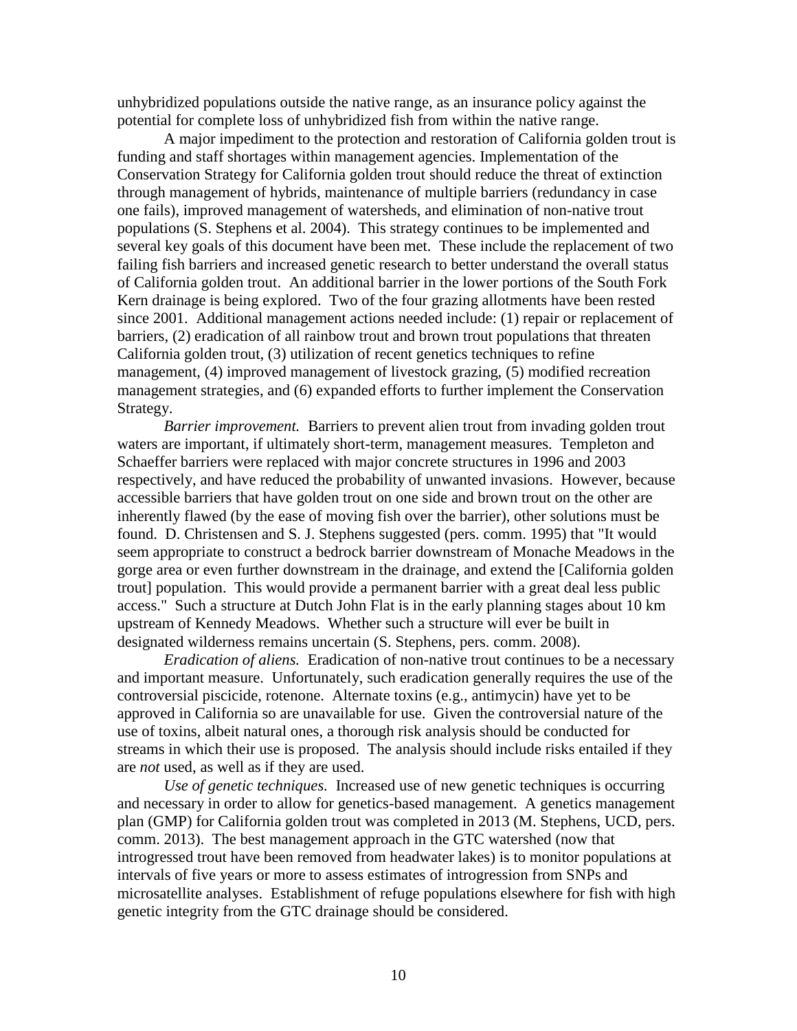unhybridized populations outside the native range, as an insurance policy against the potential for complete loss of unhybridized fish from within the native range.

A major impediment to the protection and restoration of California golden trout is funding and staff shortages within management agencies. Implementation of the Conservation Strategy for California golden trout should reduce the threat of extinction through management of hybrids, maintenance of multiple barriers (redundancy in case one fails), improved management of watersheds, and elimination of non-native trout populations (S. Stephens et al. 2004). This strategy continues to be implemented and several key goals of this document have been met. These include the replacement of two failing fish barriers and increased genetic research to better understand the overall status of California golden trout. An additional barrier in the lower portions of the South Fork Kern drainage is being explored. Two of the four grazing allotments have been rested since 2001. Additional management actions needed include: (1) repair or replacement of barriers, (2) eradication of all rainbow trout and brown trout populations that threaten California golden trout, (3) utilization of recent genetics techniques to refine management, (4) improved management of livestock grazing, (5) modified recreation management strategies, and (6) expanded efforts to further implement the Conservation Strategy.

*Barrier improvement.* Barriers to prevent alien trout from invading golden trout waters are important, if ultimately short-term, management measures. Templeton and Schaeffer barriers were replaced with major concrete structures in 1996 and 2003 respectively, and have reduced the probability of unwanted invasions. However, because accessible barriers that have golden trout on one side and brown trout on the other are inherently flawed (by the ease of moving fish over the barrier), other solutions must be found. D. Christensen and S. J. Stephens suggested (pers. comm. 1995) that "It would seem appropriate to construct a bedrock barrier downstream of Monache Meadows in the gorge area or even further downstream in the drainage, and extend the [California golden trout] population. This would provide a permanent barrier with a great deal less public access." Such a structure at Dutch John Flat is in the early planning stages about 10 km upstream of Kennedy Meadows. Whether such a structure will ever be built in designated wilderness remains uncertain (S. Stephens, pers. comm. 2008).

*Eradication of aliens.* Eradication of non-native trout continues to be a necessary and important measure. Unfortunately, such eradication generally requires the use of the controversial piscicide, rotenone. Alternate toxins (e.g., antimycin) have yet to be approved in California so are unavailable for use. Given the controversial nature of the use of toxins, albeit natural ones, a thorough risk analysis should be conducted for streams in which their use is proposed. The analysis should include risks entailed if they are *not* used, as well as if they are used.

*Use of genetic techniques.* Increased use of new genetic techniques is occurring and necessary in order to allow for genetics-based management. A genetics management plan (GMP) for California golden trout was completed in 2013 (M. Stephens, UCD, pers. comm. 2013). The best management approach in the GTC watershed (now that introgressed trout have been removed from headwater lakes) is to monitor populations at intervals of five years or more to assess estimates of introgression from SNPs and microsatellite analyses. Establishment of refuge populations elsewhere for fish with high genetic integrity from the GTC drainage should be considered.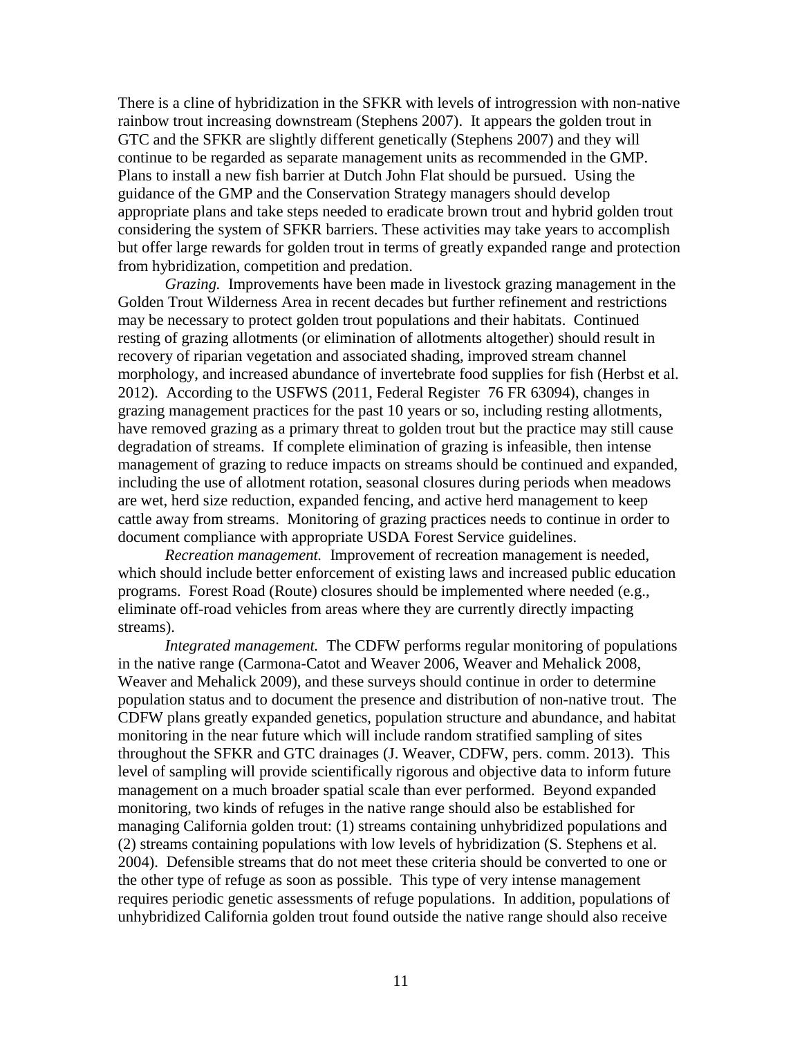There is a cline of hybridization in the SFKR with levels of introgression with non-native rainbow trout increasing downstream (Stephens 2007). It appears the golden trout in GTC and the SFKR are slightly different genetically (Stephens 2007) and they will continue to be regarded as separate management units as recommended in the GMP. Plans to install a new fish barrier at Dutch John Flat should be pursued. Using the guidance of the GMP and the Conservation Strategy managers should develop appropriate plans and take steps needed to eradicate brown trout and hybrid golden trout considering the system of SFKR barriers. These activities may take years to accomplish but offer large rewards for golden trout in terms of greatly expanded range and protection from hybridization, competition and predation.

*Grazing.* Improvements have been made in livestock grazing management in the Golden Trout Wilderness Area in recent decades but further refinement and restrictions may be necessary to protect golden trout populations and their habitats. Continued resting of grazing allotments (or elimination of allotments altogether) should result in recovery of riparian vegetation and associated shading, improved stream channel morphology, and increased abundance of invertebrate food supplies for fish (Herbst et al. 2012). According to the USFWS (2011, Federal Register 76 FR 63094), changes in grazing management practices for the past 10 years or so, including resting allotments, have removed grazing as a primary threat to golden trout but the practice may still cause degradation of streams. If complete elimination of grazing is infeasible, then intense management of grazing to reduce impacts on streams should be continued and expanded, including the use of allotment rotation, seasonal closures during periods when meadows are wet, herd size reduction, expanded fencing, and active herd management to keep cattle away from streams. Monitoring of grazing practices needs to continue in order to document compliance with appropriate USDA Forest Service guidelines.

*Recreation management.* Improvement of recreation management is needed, which should include better enforcement of existing laws and increased public education programs. Forest Road (Route) closures should be implemented where needed (e.g., eliminate off-road vehicles from areas where they are currently directly impacting streams).

*Integrated management.* The CDFW performs regular monitoring of populations in the native range (Carmona-Catot and Weaver 2006, Weaver and Mehalick 2008, Weaver and Mehalick 2009), and these surveys should continue in order to determine population status and to document the presence and distribution of non-native trout. The CDFW plans greatly expanded genetics, population structure and abundance, and habitat monitoring in the near future which will include random stratified sampling of sites throughout the SFKR and GTC drainages (J. Weaver, CDFW, pers. comm. 2013). This level of sampling will provide scientifically rigorous and objective data to inform future management on a much broader spatial scale than ever performed. Beyond expanded monitoring, two kinds of refuges in the native range should also be established for managing California golden trout: (1) streams containing unhybridized populations and (2) streams containing populations with low levels of hybridization (S. Stephens et al. 2004). Defensible streams that do not meet these criteria should be converted to one or the other type of refuge as soon as possible. This type of very intense management requires periodic genetic assessments of refuge populations. In addition, populations of unhybridized California golden trout found outside the native range should also receive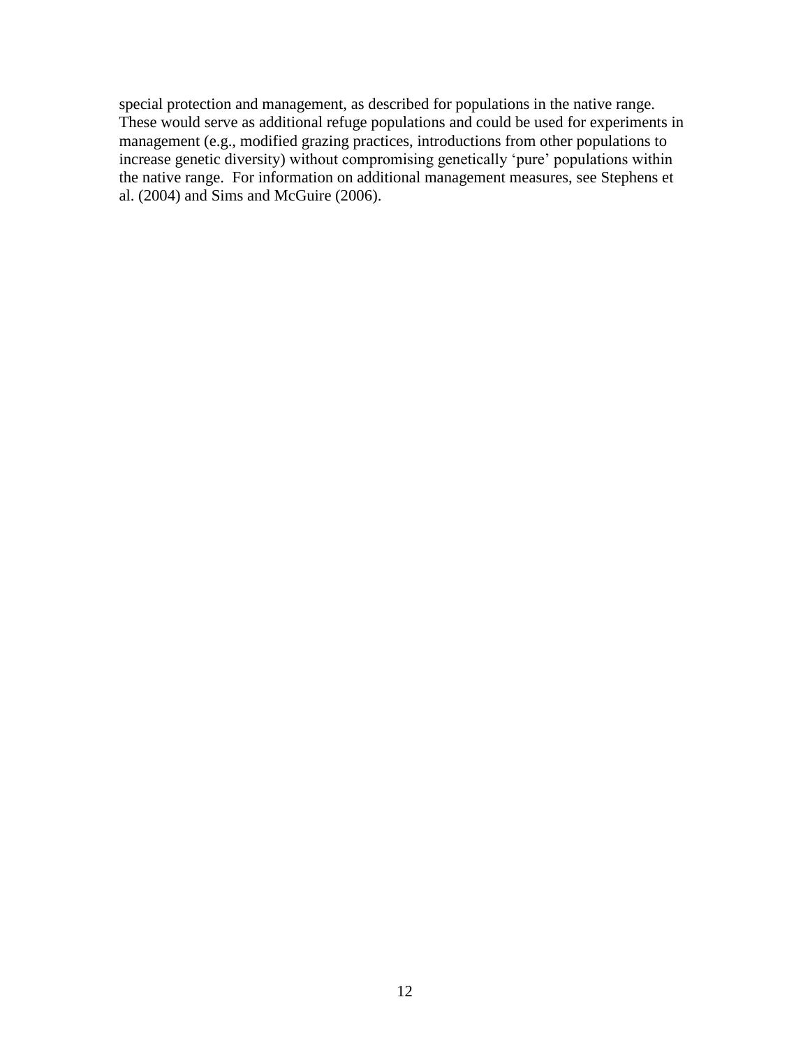special protection and management, as described for populations in the native range. These would serve as additional refuge populations and could be used for experiments in management (e.g., modified grazing practices, introductions from other populations to increase genetic diversity) without compromising genetically 'pure' populations within the native range. For information on additional management measures, see Stephens et al. (2004) and Sims and McGuire (2006).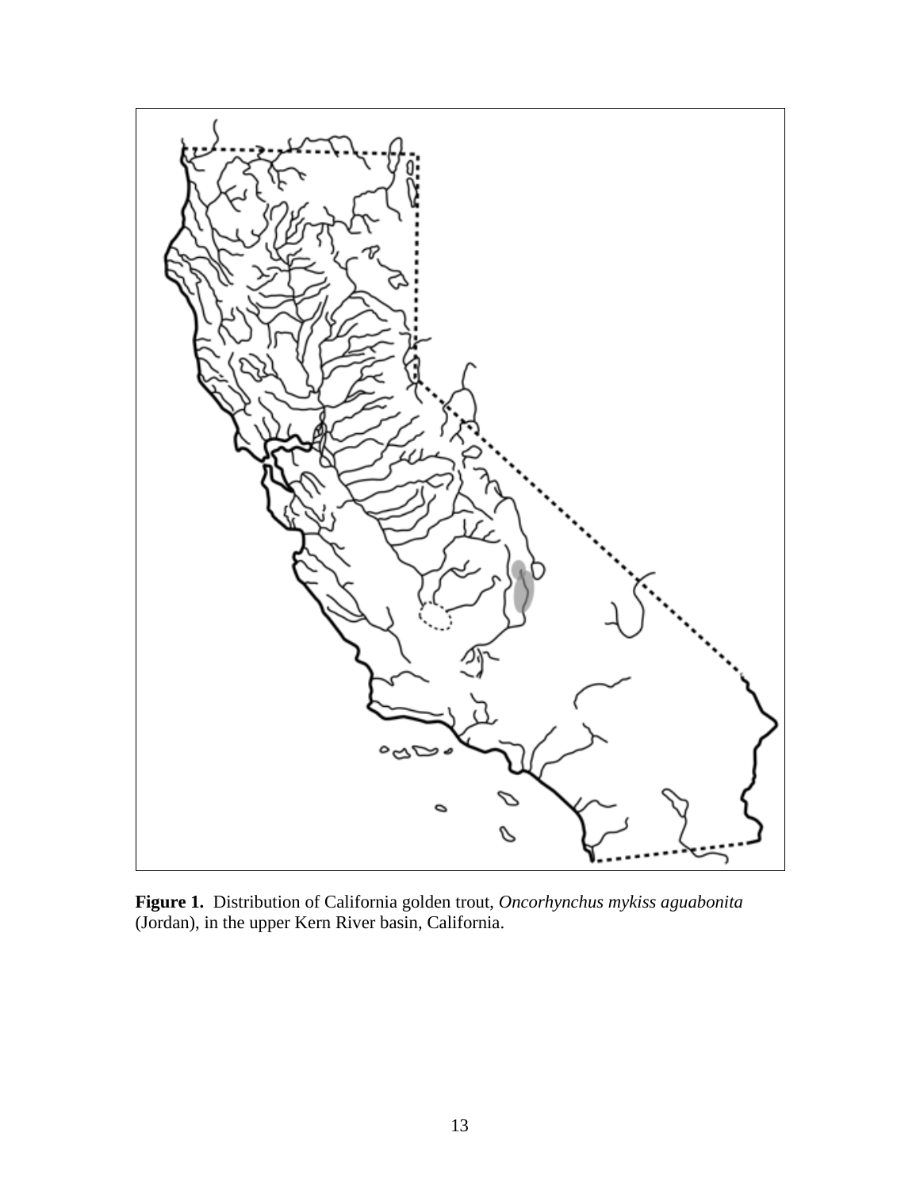**Figure 1.** Distribution of California golden trout, *Oncorhynchus mykiss aguabonita* (Jordan), in the upper Kern River basin, California.